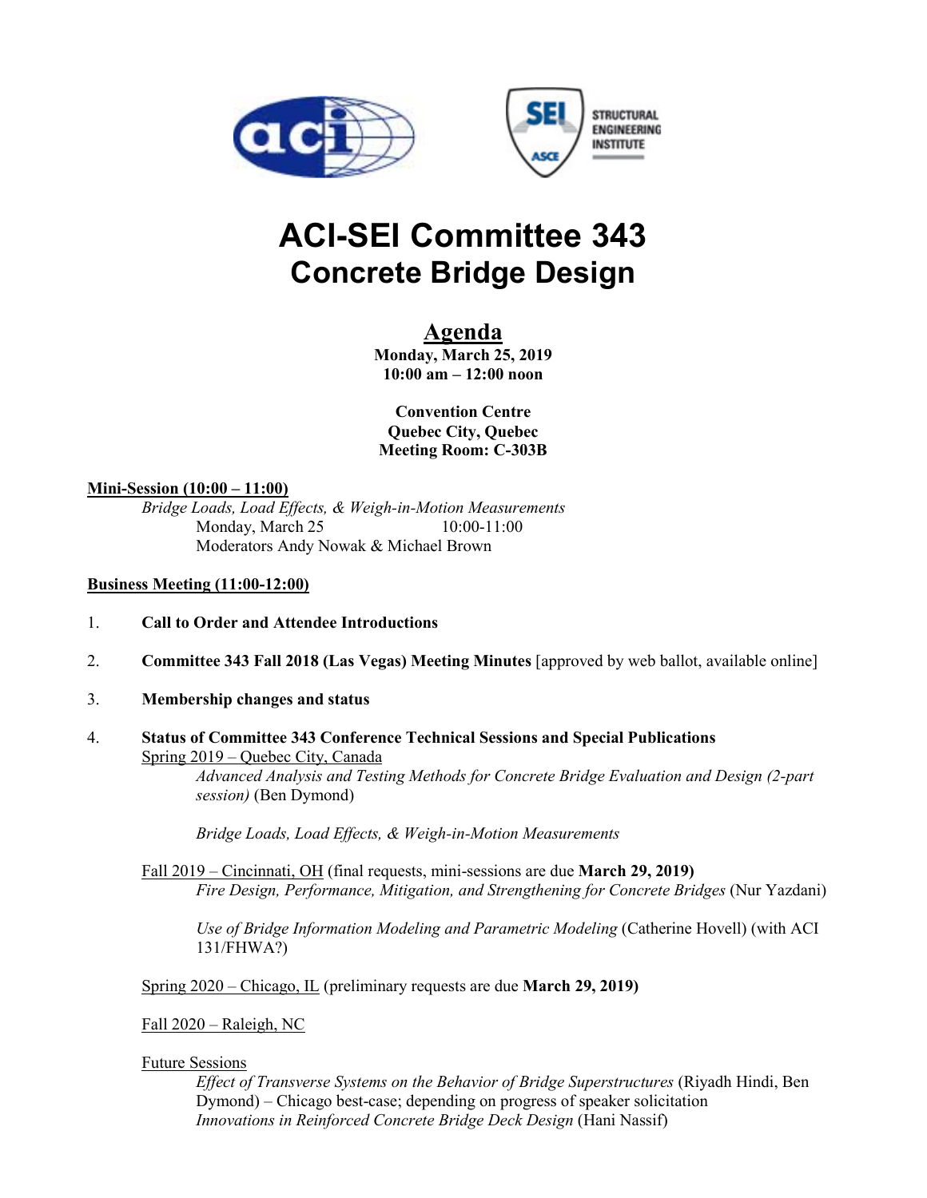# ACI-SEI Committee 343
# Concrete Bridge Design

## Agenda

**Monday, March 25, 2019**
**10:00 am – 12:00 noon**

**Convention Centre**
**Quebec City, Quebec**
**Meeting Room: C-303B**

**Mini-Session (10:00 – 11:00)**

*Bridge Loads, Load Effects, & Weigh-in-Motion Measurements*
Monday, March 25 10:00-11:00
Moderators Andy Nowak & Michael Brown

**Business Meeting (11:00-12:00)**

1. **Call to Order and Attendee Introductions**

2. **Committee 343 Fall 2018 (Las Vegas) Meeting Minutes** [approved by web ballot, available online]

3. **Membership changes and status**

4. **Status of Committee 343 Conference Technical Sessions and Special Publications**

   Spring 2019 – Quebec City, Canada

   *Advanced Analysis and Testing Methods for Concrete Bridge Evaluation and Design (2-part session)* (Ben Dymond)

   *Bridge Loads, Load Effects, & Weigh-in-Motion Measurements*

   Fall 2019 – Cincinnati, OH (final requests, mini-sessions are due **March 29, 2019)**

   *Fire Design, Performance, Mitigation, and Strengthening for Concrete Bridges* (Nur Yazdani)

   *Use of Bridge Information Modeling and Parametric Modeling* (Catherine Hovell) (with ACI 131/FHWA?)

   Spring 2020 – Chicago, IL (preliminary requests are due **March 29, 2019)**

   Fall 2020 – Raleigh, NC

   Future Sessions

   *Effect of Transverse Systems on the Behavior of Bridge Superstructures* (Riyadh Hindi, Ben Dymond) – Chicago best-case; depending on progress of speaker solicitation
   *Innovations in Reinforced Concrete Bridge Deck Design* (Hani Nassif)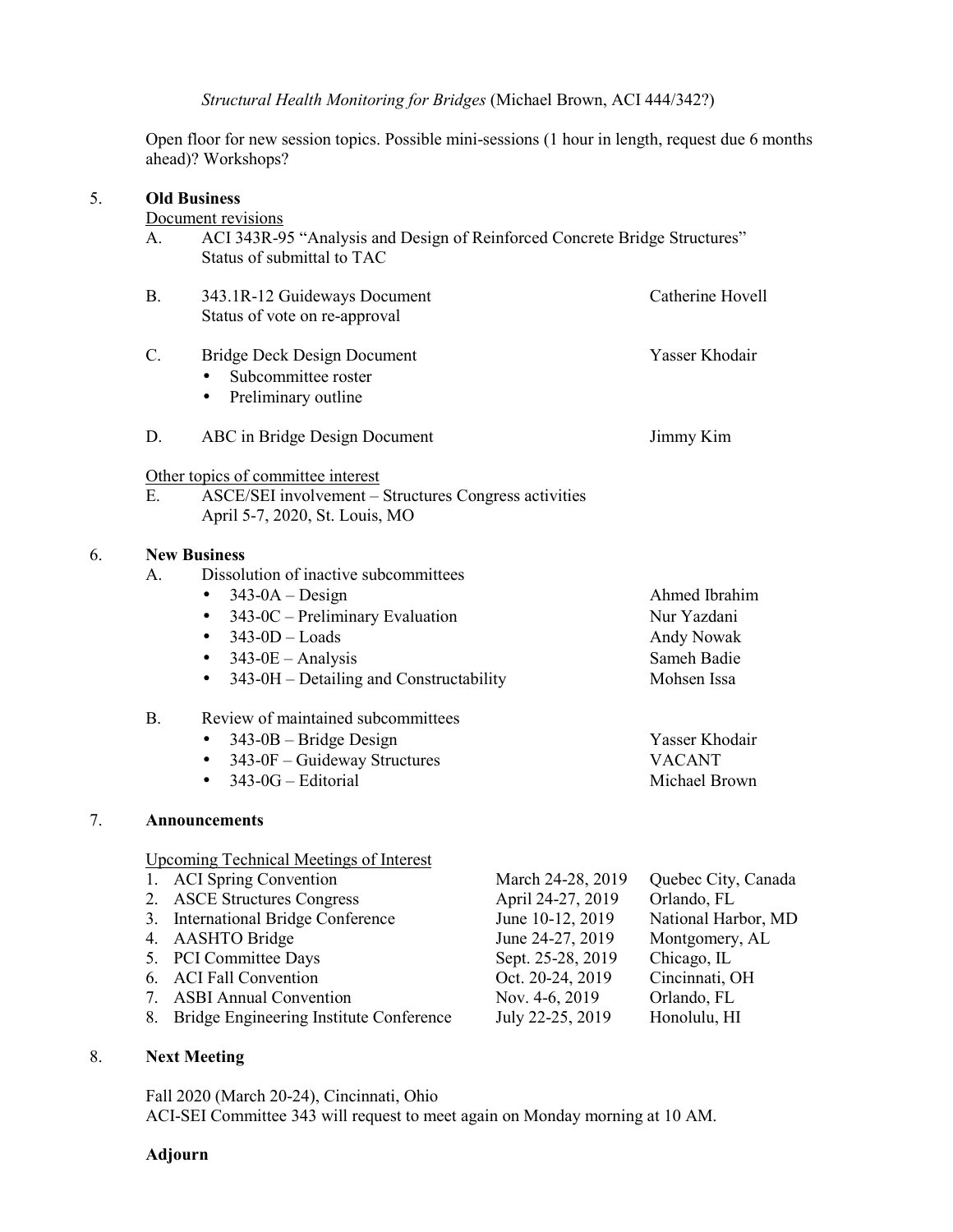*Structural Health Monitoring for Bridges* (Michael Brown, ACI 444/342?)

Open floor for new session topics. Possible mini-sessions (1 hour in length, request due 6 months ahead)? Workshops?

5. **Old Business**

Document revisions

A. ACI 343R-95 "Analysis and Design of Reinforced Concrete Bridge Structures"
Status of submittal to TAC

B. 343.1R-12 Guideways Document — Catherine Hovell
Status of vote on re-approval

C. Bridge Deck Design Document — Yasser Khodair
- Subcommittee roster
- Preliminary outline

D. ABC in Bridge Design Document — Jimmy Kim

Other topics of committee interest

E. ASCE/SEI involvement – Structures Congress activities
April 5-7, 2020, St. Louis, MO

6. **New Business**

A. Dissolution of inactive subcommittees
- 343-0A – Design — Ahmed Ibrahim
- 343-0C – Preliminary Evaluation — Nur Yazdani
- 343-0D – Loads — Andy Nowak
- 343-0E – Analysis — Sameh Badie
- 343-0H – Detailing and Constructability — Mohsen Issa

B. Review of maintained subcommittees
- 343-0B – Bridge Design — Yasser Khodair
- 343-0F – Guideway Structures — VACANT
- 343-0G – Editorial — Michael Brown

7. **Announcements**

Upcoming Technical Meetings of Interest

| | | |
|---|---|---|
| 1. ACI Spring Convention | March 24-28, 2019 | Quebec City, Canada |
| 2. ASCE Structures Congress | April 24-27, 2019 | Orlando, FL |
| 3. International Bridge Conference | June 10-12, 2019 | National Harbor, MD |
| 4. AASHTO Bridge | June 24-27, 2019 | Montgomery, AL |
| 5. PCI Committee Days | Sept. 25-28, 2019 | Chicago, IL |
| 6. ACI Fall Convention | Oct. 20-24, 2019 | Cincinnati, OH |
| 7. ASBI Annual Convention | Nov. 4-6, 2019 | Orlando, FL |
| 8. Bridge Engineering Institute Conference | July 22-25, 2019 | Honolulu, HI |

8. **Next Meeting**

Fall 2020 (March 20-24), Cincinnati, Ohio
ACI-SEI Committee 343 will request to meet again on Monday morning at 10 AM.

**Adjourn**